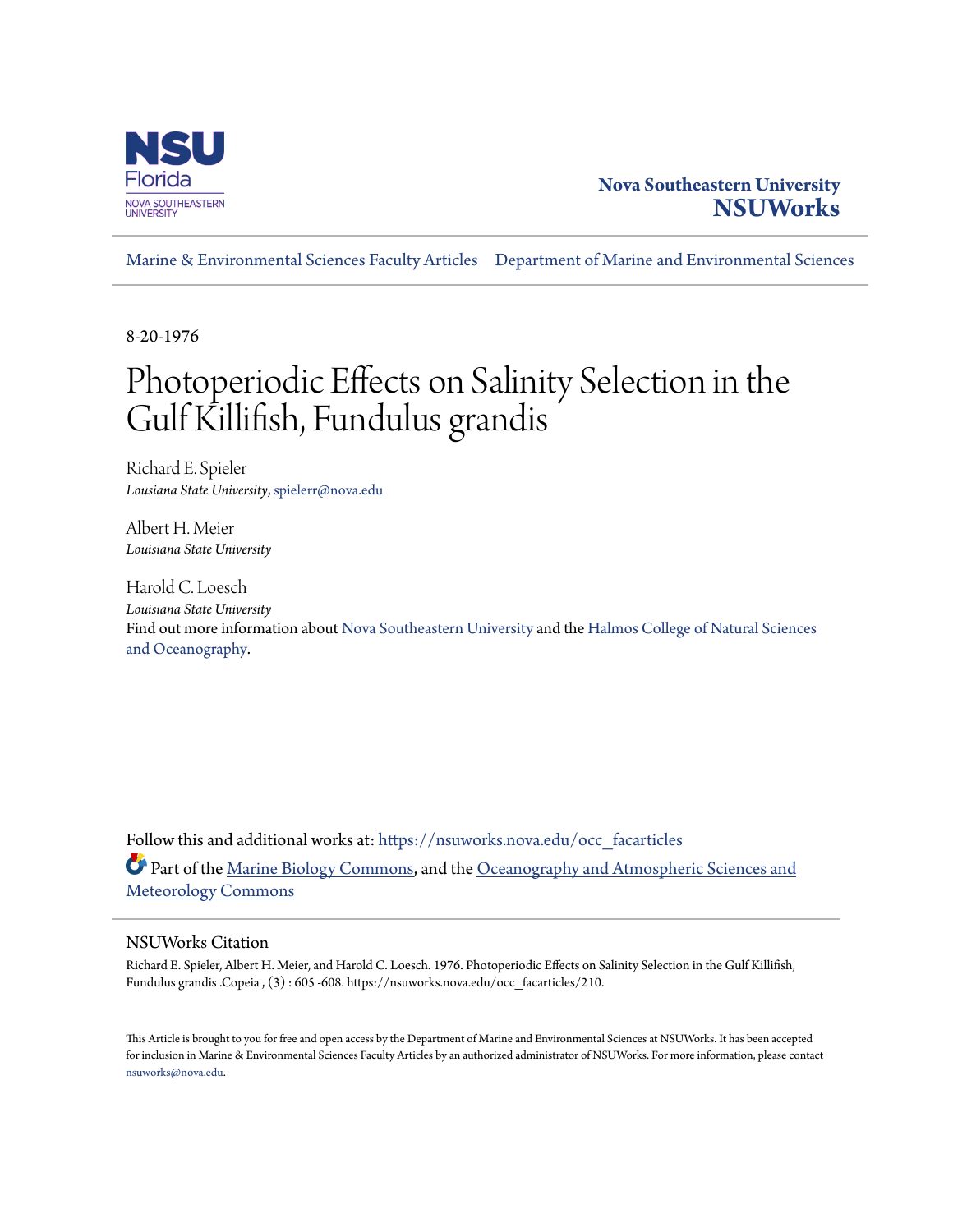Nova Southeastern University
**NSUWorks**

Marine & Environmental Sciences Faculty Articles | Department of Marine and Environmental Sciences

8-20-1976

# Photoperiodic Effects on Salinity Selection in the Gulf Killifish, Fundulus grandis

Richard E. Spieler
*Lousiana State University*, spielerr@nova.edu

Albert H. Meier
*Louisiana State University*

Harold C. Loesch
*Louisiana State University*

Find out more information about Nova Southeastern University and the Halmos College of Natural Sciences and Oceanography.

Follow this and additional works at: https://nsuworks.nova.edu/occ_facarticles

Part of the Marine Biology Commons, and the Oceanography and Atmospheric Sciences and Meteorology Commons

## NSUWorks Citation

Richard E. Spieler, Albert H. Meier, and Harold C. Loesch. 1976. Photoperiodic Effects on Salinity Selection in the Gulf Killifish, Fundulus grandis .Copeia , (3) : 605 -608. https://nsuworks.nova.edu/occ_facarticles/210.

This Article is brought to you for free and open access by the Department of Marine and Environmental Sciences at NSUWorks. It has been accepted for inclusion in Marine & Environmental Sciences Faculty Articles by an authorized administrator of NSUWorks. For more information, please contact nsuworks@nova.edu.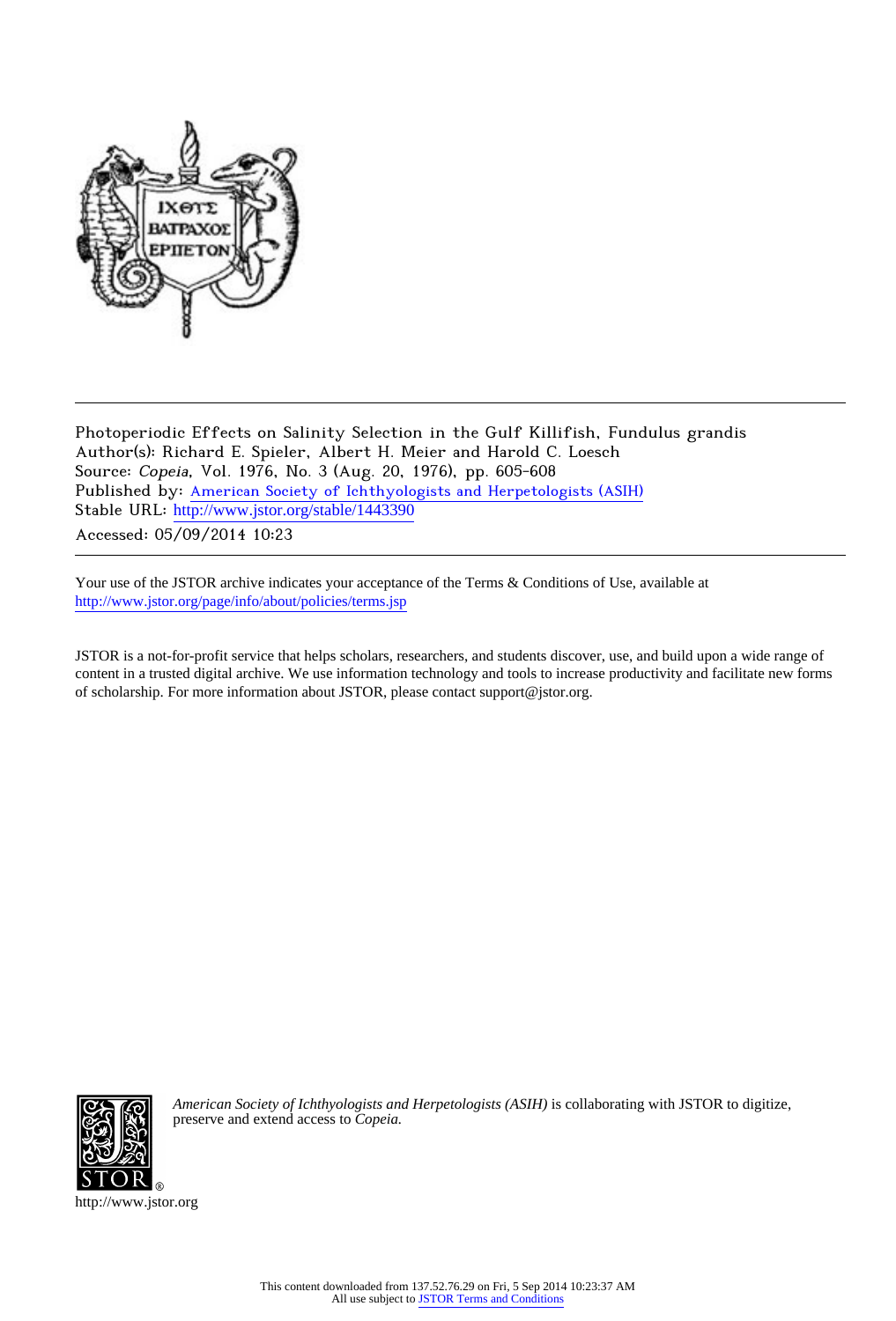Photoperiodic Effects on Salinity Selection in the Gulf Killifish, Fundulus grandis

Author(s): Richard E. Spieler, Albert H. Meier and Harold C. Loesch

Source: *Copeia*, Vol. 1976, No. 3 (Aug. 20, 1976), pp. 605-608

Published by: American Society of Ichthyologists and Herpetologists (ASIH)

Stable URL: http://www.jstor.org/stable/1443390

Accessed: 05/09/2014 10:23

Your use of the JSTOR archive indicates your acceptance of the Terms & Conditions of Use, available at http://www.jstor.org/page/info/about/policies/terms.jsp

JSTOR is a not-for-profit service that helps scholars, researchers, and students discover, use, and build upon a wide range of content in a trusted digital archive. We use information technology and tools to increase productivity and facilitate new forms of scholarship. For more information about JSTOR, please contact support@jstor.org.

*American Society of Ichthyologists and Herpetologists (ASIH)* is collaborating with JSTOR to digitize, preserve and extend access to *Copeia.*

http://www.jstor.org

This content downloaded from 137.52.76.29 on Fri, 5 Sep 2014 10:23:37 AM
All use subject to JSTOR Terms and Conditions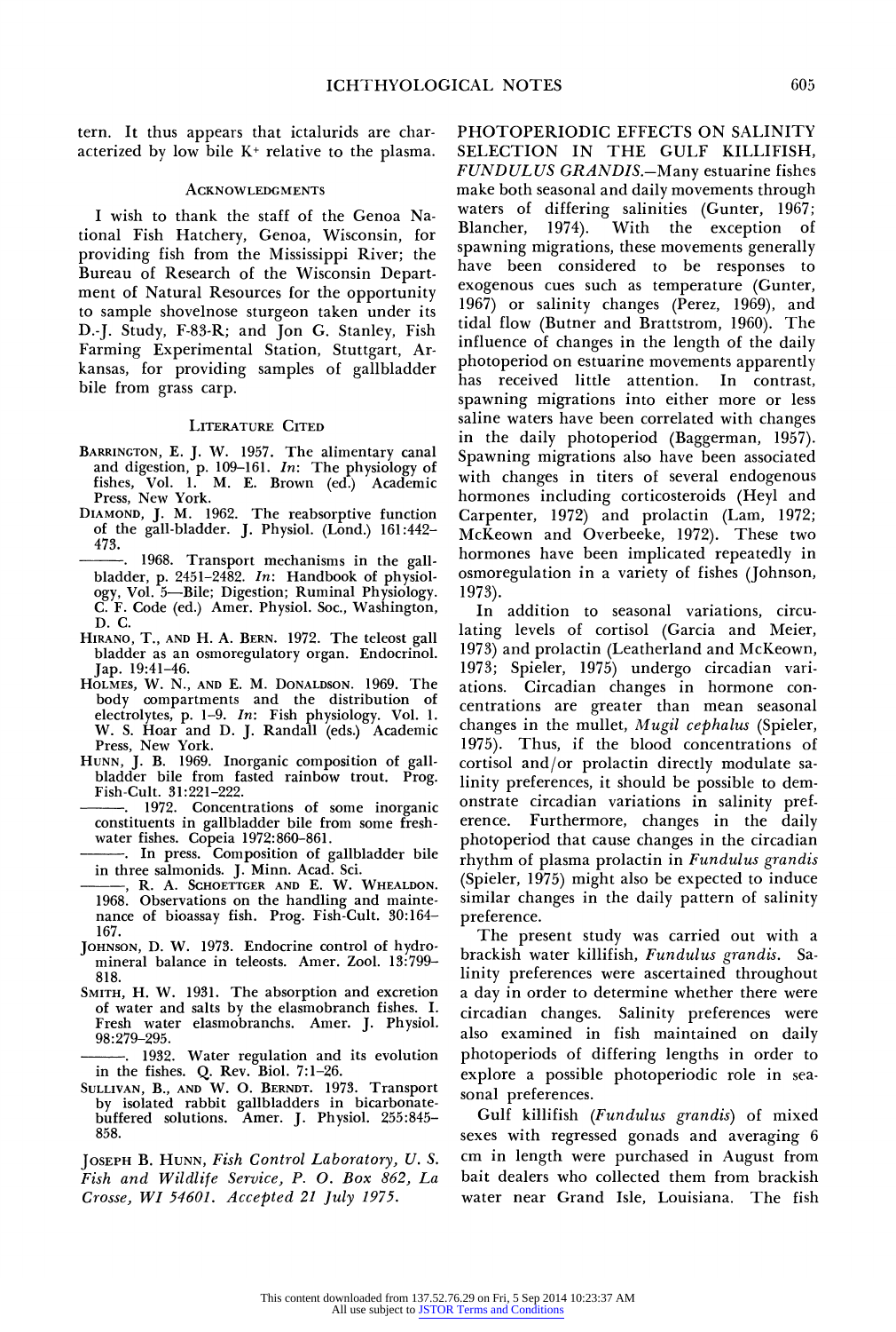tern. It thus appears that ictalurids are characterized by low bile $K^+$ relative to the plasma.

### Acknowledgments

I wish to thank the staff of the Genoa National Fish Hatchery, Genoa, Wisconsin, for providing fish from the Mississippi River; the Bureau of Research of the Wisconsin Department of Natural Resources for the opportunity to sample shovelnose sturgeon taken under its D.-J. Study, F-83-R; and Jon G. Stanley, Fish Farming Experimental Station, Stuttgart, Arkansas, for providing samples of gallbladder bile from grass carp.

### Literature Cited

Barrington, E. J. W. 1957. The alimentary canal and digestion, p. 109–161. *In*: The physiology of fishes, Vol. 1. M. E. Brown (ed.) Academic Press, New York.

Diamond, J. M. 1962. The reabsorptive function of the gall-bladder. J. Physiol. (Lond.) 161:442–473.

———. 1968. Transport mechanisms in the gallbladder, p. 2451–2482. *In*: Handbook of physiology, Vol. 5—Bile; Digestion; Ruminal Physiology. C. F. Code (ed.) Amer. Physiol. Soc., Washington, D. C.

Hirano, T., and H. A. Bern. 1972. The teleost gall bladder as an osmoregulatory organ. Endocrinol. Jap. 19:41–46.

Holmes, W. N., and E. M. Donaldson. 1969. The body compartments and the distribution of electrolytes, p. 1–9. *In*: Fish physiology. Vol. 1. W. S. Hoar and D. J. Randall (eds.) Academic Press, New York.

Hunn, J. B. 1969. Inorganic composition of gallbladder bile from fasted rainbow trout. Prog. Fish-Cult. 31:221–222.

———. 1972. Concentrations of some inorganic constituents in gallbladder bile from some freshwater fishes. Copeia 1972:860–861.

———. In press. Composition of gallbladder bile in three salmonids. J. Minn. Acad. Sci.

———, R. A. Schoettger and E. W. Whealdon. 1968. Observations on the handling and maintenance of bioassay fish. Prog. Fish-Cult. 30:164–167.

Johnson, D. W. 1973. Endocrine control of hydromineral balance in teleosts. Amer. Zool. 13:799–818.

Smith, H. W. 1931. The absorption and excretion of water and salts by the elasmobranch fishes. I. Fresh water elasmobranchs. Amer. J. Physiol. 98:279–295.

———. 1932. Water regulation and its evolution in the fishes. Q. Rev. Biol. 7:1–26.

Sullivan, B., and W. O. Berndt. 1973. Transport by isolated rabbit gallbladders in bicarbonate-buffered solutions. Amer. J. Physiol. 255:845–858.

Joseph B. Hunn, *Fish Control Laboratory, U. S. Fish and Wildlife Service, P. O. Box 862, La Crosse, WI 54601. Accepted 21 July 1975.*

## PHOTOPERIODIC EFFECTS ON SALINITY SELECTION IN THE GULF KILLIFISH, *FUNDULUS GRANDIS*.

—Many estuarine fishes make both seasonal and daily movements through waters of differing salinities (Gunter, 1967; Blancher, 1974). With the exception of spawning migrations, these movements generally have been considered to be responses to exogenous cues such as temperature (Gunter, 1967) or salinity changes (Perez, 1969), and tidal flow (Butner and Brattstrom, 1960). The influence of changes in the length of the daily photoperiod on estuarine movements apparently has received little attention. In contrast, spawning migrations into either more or less saline waters have been correlated with changes in the daily photoperiod (Baggerman, 1957). Spawning migrations also have been associated with changes in titers of several endogenous hormones including corticosteroids (Heyl and Carpenter, 1972) and prolactin (Lam, 1972; McKeown and Overbeeke, 1972). These two hormones have been implicated repeatedly in osmoregulation in a variety of fishes (Johnson, 1973).

In addition to seasonal variations, circulating levels of cortisol (Garcia and Meier, 1973) and prolactin (Leatherland and McKeown, 1973; Spieler, 1975) undergo circadian variations. Circadian changes in hormone concentrations are greater than mean seasonal changes in the mullet, *Mugil cephalus* (Spieler, 1975). Thus, if the blood concentrations of cortisol and/or prolactin directly modulate salinity preferences, it should be possible to demonstrate circadian variations in salinity preference. Furthermore, changes in the daily photoperiod that cause changes in the circadian rhythm of plasma prolactin in *Fundulus grandis* (Spieler, 1975) might also be expected to induce similar changes in the daily pattern of salinity preference.

The present study was carried out with a brackish water killifish, *Fundulus grandis*. Salinity preferences were ascertained throughout a day in order to determine whether there were circadian changes. Salinity preferences were also examined in fish maintained on daily photoperiods of differing lengths in order to explore a possible photoperiodic role in seasonal preferences.

Gulf killifish (*Fundulus grandis*) of mixed sexes with regressed gonads and averaging 6 cm in length were purchased in August from bait dealers who collected them from brackish water near Grand Isle, Louisiana. The fish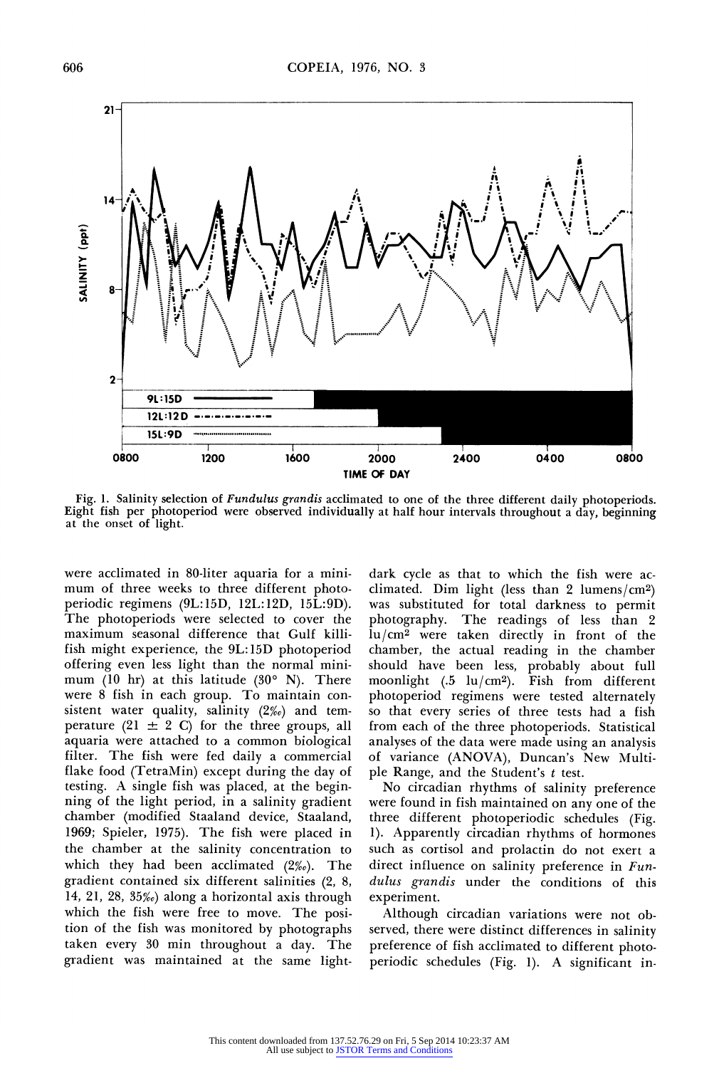Fig. 1. Salinity selection of *Fundulus grandis* acclimated to one of the three different daily photoperiods. Eight fish per photoperiod were observed individually at half hour intervals throughout a day, beginning at the onset of light.

were acclimated in 80-liter aquaria for a minimum of three weeks to three different photoperiodic regimens (9L:15D, 12L:12D, 15L:9D). The photoperiods were selected to cover the maximum seasonal difference that Gulf killifish might experience, the 9L:15D photoperiod offering even less light than the normal minimum (10 hr) at this latitude (30° N). There were 8 fish in each group. To maintain consistent water quality, salinity (2‰) and temperature (21 ± 2 C) for the three groups, all aquaria were attached to a common biological filter. The fish were fed daily a commercial flake food (TetraMin) except during the day of testing. A single fish was placed, at the beginning of the light period, in a salinity gradient chamber (modified Staaland device, Staaland, 1969; Spieler, 1975). The fish were placed in the chamber at the salinity concentration to which they had been acclimated (2‰). The gradient contained six different salinities (2, 8, 14, 21, 28, 35‰) along a horizontal axis through which the fish were free to move. The position of the fish was monitored by photographs taken every 30 min throughout a day. The gradient was maintained at the same light-dark cycle as that to which the fish were acclimated. Dim light (less than 2 lumens/cm$^2$) was substituted for total darkness to permit photography. The readings of less than 2 lu/cm$^2$ were taken directly in front of the chamber, the actual reading in the chamber should have been less, probably about full moonlight (.5 lu/cm$^2$). Fish from different photoperiod regimens were tested alternately so that every series of three tests had a fish from each of the three photoperiods. Statistical analyses of the data were made using an analysis of variance (ANOVA), Duncan's New Multiple Range, and the Student's *t* test.

No circadian rhythms of salinity preference were found in fish maintained on any one of the three different photoperiodic schedules (Fig. 1). Apparently circadian rhythms of hormones such as cortisol and prolactin do not exert a direct influence on salinity preference in *Fundulus grandis* under the conditions of this experiment.

Although circadian variations were not observed, there were distinct differences in salinity preference of fish acclimated to different photoperiodic schedules (Fig. 1). A significant in-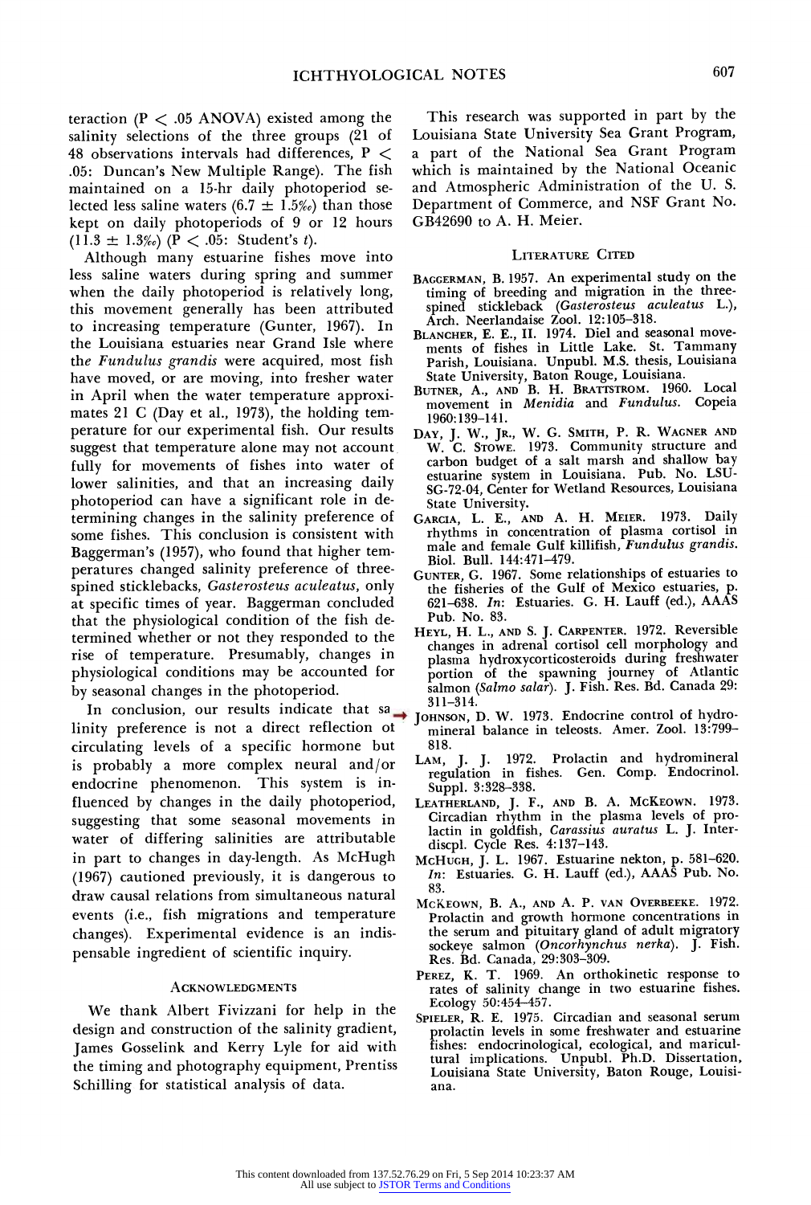teraction ($P < .05$ ANOVA) existed among the salinity selections of the three groups (21 of 48 observations intervals had differences, $P < .05$: Duncan's New Multiple Range). The fish maintained on a 15-hr daily photoperiod selected less saline waters ($6.7 \pm 1.5‰$) than those kept on daily photoperiods of 9 or 12 hours ($11.3 \pm 1.3‰$) ($P < .05$: Student's $t$).

Although many estuarine fishes move into less saline waters during spring and summer when the daily photoperiod is relatively long, this movement generally has been attributed to increasing temperature (Gunter, 1967). In the Louisiana estuaries near Grand Isle where the *Fundulus grandis* were acquired, most fish have moved, or are moving, into fresher water in April when the water temperature approximates 21 C (Day et al., 1973), the holding temperature for our experimental fish. Our results suggest that temperature alone may not account fully for movements of fishes into water of lower salinities, and that an increasing daily photoperiod can have a significant role in determining changes in the salinity preference of some fishes. This conclusion is consistent with Baggerman's (1957), who found that higher temperatures changed salinity preference of three-spined sticklebacks, *Gasterosteus aculeatus*, only at specific times of year. Baggerman concluded that the physiological condition of the fish determined whether or not they responded to the rise of temperature. Presumably, changes in physiological conditions may be accounted for by seasonal changes in the photoperiod.

In conclusion, our results indicate that salinity preference is not a direct reflection of circulating levels of a specific hormone but is probably a more complex neural and/or endocrine phenomenon. This system is influenced by changes in the daily photoperiod, suggesting that some seasonal movements in water of differing salinities are attributable in part to changes in day-length. As McHugh (1967) cautioned previously, it is dangerous to draw causal relations from simultaneous natural events (i.e., fish migrations and temperature changes). Experimental evidence is an indispensable ingredient of scientific inquiry.

## Acknowledgments

We thank Albert Fivizzani for help in the design and construction of the salinity gradient, James Gosselink and Kerry Lyle for aid with the timing and photography equipment, Prentiss Schilling for statistical analysis of data.

This research was supported in part by the Louisiana State University Sea Grant Program, a part of the National Sea Grant Program which is maintained by the National Oceanic and Atmospheric Administration of the U. S. Department of Commerce, and NSF Grant No. GB42690 to A. H. Meier.

## Literature Cited

BAGGERMAN, B. 1957. An experimental study on the timing of breeding and migration in the three-spined stickleback (*Gasterosteus aculeatus* L.), Arch. Neerlandaise Zool. 12:105–318.

BLANCHER, E. E., II. 1974. Diel and seasonal movements of fishes in Little Lake. St. Tammany Parish, Louisiana. Unpubl. M.S. thesis, Louisiana State University, Baton Rouge, Louisiana.

BUTNER, A., AND B. H. BRATTSTROM. 1960. Local movement in *Menidia* and *Fundulus*. Copeia 1960:139–141.

DAY, J. W., JR., W. G. SMITH, P. R. WAGNER AND W. C. STOWE. 1973. Community structure and carbon budget of a salt marsh and shallow bay estuarine system in Louisiana. Pub. No. LSU-SG-72-04, Center for Wetland Resources, Louisiana State University.

GARCIA, L. E., AND A. H. MEIER. 1973. Daily rhythms in concentration of plasma cortisol in male and female Gulf killifish, *Fundulus grandis*. Biol. Bull. 144:471–479.

GUNTER, G. 1967. Some relationships of estuaries to the fisheries of the Gulf of Mexico estuaries, p. 621–638. *In*: Estuaries. G. H. Lauff (ed.), AAAS Pub. No. 83.

HEYL, H. L., AND S. J. CARPENTER. 1972. Reversible changes in adrenal cortisol cell morphology and plasma hydroxycorticosteroids during freshwater portion of the spawning journey of Atlantic salmon (*Salmo salar*). J. Fish. Res. Bd. Canada 29: 311–314.

JOHNSON, D. W. 1973. Endocrine control of hydromineral balance in teleosts. Amer. Zool. 13:799–818.

LAM, J. J. 1972. Prolactin and hydromineral regulation in fishes. Gen. Comp. Endocrinol. Suppl. 3:328–338.

LEATHERLAND, J. F., AND B. A. MCKEOWN. 1973. Circadian rhythm in the plasma levels of prolactin in goldfish, *Carassius auratus* L. J. Interdiscpl. Cycle Res. 4:137–143.

MCHUGH, J. L. 1967. Estuarine nekton, p. 581–620. *In*: Estuaries. G. H. Lauff (ed.), AAAS Pub. No. 83.

MCKEOWN, B. A., AND A. P. VAN OVERBEEKE. 1972. Prolactin and growth hormone concentrations in the serum and pituitary gland of adult migratory sockeye salmon (*Oncorhynchus nerka*). J. Fish. Res. Bd. Canada, 29:303–309.

PEREZ, K. T. 1969. An orthokinetic response to rates of salinity change in two estuarine fishes. Ecology 50:454–457.

SPIELER, R. E. 1975. Circadian and seasonal serum prolactin levels in some freshwater and estuarine fishes: endocrinological, ecological, and maricultural implications. Unpubl. Ph.D. Dissertation, Louisiana State University, Baton Rouge, Louisiana.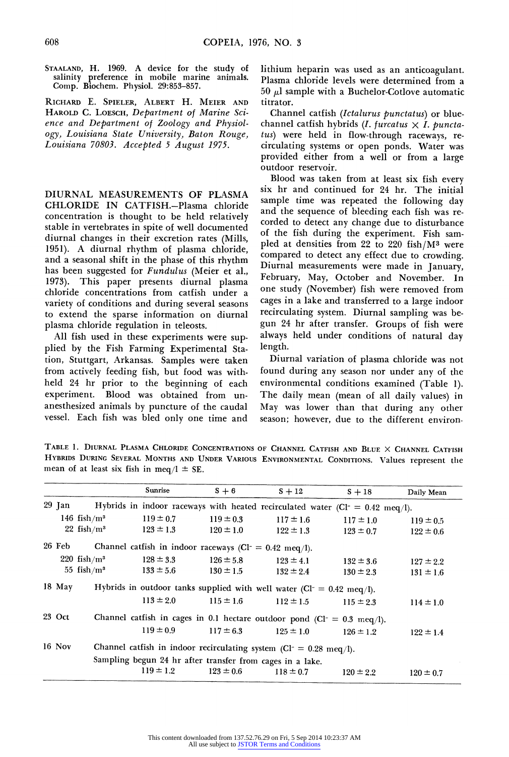STAALAND, H. 1969. A device for the study of salinity preference in mobile marine animals. Comp. Biochem. Physiol. 29:853–857.

RICHARD E. SPIELER, ALBERT H. MEIER AND HAROLD C. LOESCH, *Department of Marine Science and Department of Zoology and Physiology, Louisiana State University, Baton Rouge, Louisiana 70803. Accepted 5 August 1975.*

## DIURNAL MEASUREMENTS OF PLASMA CHLORIDE IN CATFISH.

—Plasma chloride concentration is thought to be held relatively stable in vertebrates in spite of well documented diurnal changes in their excretion rates (Mills, 1951). A diurnal rhythm of plasma chloride, and a seasonal shift in the phase of this rhythm has been suggested for *Fundulus* (Meier et al., 1973). This paper presents diurnal plasma chloride concentrations from catfish under a variety of conditions and during several seasons to extend the sparse information on diurnal plasma chloride regulation in teleosts.

All fish used in these experiments were supplied by the Fish Farming Experimental Station, Stuttgart, Arkansas. Samples were taken from actively feeding fish, but food was withheld 24 hr prior to the beginning of each experiment. Blood was obtained from unanesthesized animals by puncture of the caudal vessel. Each fish was bled only one time and lithium heparin was used as an anticoagulant. Plasma chloride levels were determined from a 50 $\mu$l sample with a Buchelor-Cotlove automatic titrator.

Channel catfish (*Ictalurus punctatus*) or blue-channel catfish hybrids (*I. furcatus* × *I. punctatus*) were held in flow-through raceways, recirculating systems or open ponds. Water was provided either from a well or from a large outdoor reservoir.

Blood was taken from at least six fish every six hr and continued for 24 hr. The initial sample time was repeated the following day and the sequence of bleeding each fish was recorded to detect any change due to disturbance of the fish during the experiment. Fish sampled at densities from 22 to 220 fish/M$^3$ were compared to detect any effect due to crowding. Diurnal measurements were made in January, February, May, October and November. In one study (November) fish were removed from cages in a lake and transferred to a large indoor recirculating system. Diurnal sampling was begun 24 hr after transfer. Groups of fish were always held under conditions of natural day length.

Diurnal variation of plasma chloride was not found during any season nor under any of the environmental conditions examined (Table 1). The daily mean (mean of all daily values) in May was lower than that during any other season; however, due to the different environ-

TABLE 1. DIURNAL PLASMA CHLORIDE CONCENTRATIONS OF CHANNEL CATFISH AND BLUE × CHANNEL CATFISH HYBRIDS DURING SEVERAL MONTHS AND UNDER VARIOUS ENVIRONMENTAL CONDITIONS. Values represent the mean of at least six fish in meq/l ± SE.

| | Sunrise | S + 6 | S + 12 | S + 18 | Daily Mean |
|---|---|---|---|---|---|
| 29 Jan | Hybrids in indoor raceways with heated recirculated water ($Cl^-$ = 0.42 meq/l). | | | | |
| 146 fish/m$^3$ | 119 ± 0.7 | 119 ± 0.3 | 117 ± 1.6 | 117 ± 1.0 | 119 ± 0.5 |
| 22 fish/m$^3$ | 123 ± 1.3 | 120 ± 1.0 | 122 ± 1.3 | 123 ± 0.7 | 122 ± 0.6 |
| 26 Feb | Channel catfish in indoor raceways ($Cl^-$ = 0.42 meq/l). | | | | |
| 220 fish/m$^3$ | 128 ± 3.3 | 126 ± 5.8 | 123 ± 4.1 | 132 ± 3.6 | 127 ± 2.2 |
| 55 fish/m$^3$ | 133 ± 5.6 | 130 ± 1.5 | 132 ± 2.4 | 130 ± 2.3 | 131 ± 1.6 |
| 18 May | Hybrids in outdoor tanks supplied with well water ($Cl^-$ = 0.42 meq/l). | | | | |
| | 113 ± 2.0 | 115 ± 1.6 | 112 ± 1.5 | 115 ± 2.3 | 114 ± 1.0 |
| 23 Oct | Channel catfish in cages in 0.1 hectare outdoor pond ($Cl^-$ = 0.3 meq/l). | | | | |
| | 119 ± 0.9 | 117 ± 6.3 | 125 ± 1.0 | 126 ± 1.2 | 122 ± 1.4 |
| 16 Nov | Channel catfish in indoor recirculating system ($Cl^-$ = 0.28 meq/l). Sampling begun 24 hr after transfer from cages in a lake. | | | | |
| | 119 ± 1.2 | 123 ± 0.6 | 118 ± 0.7 | 120 ± 2.2 | 120 ± 0.7 |